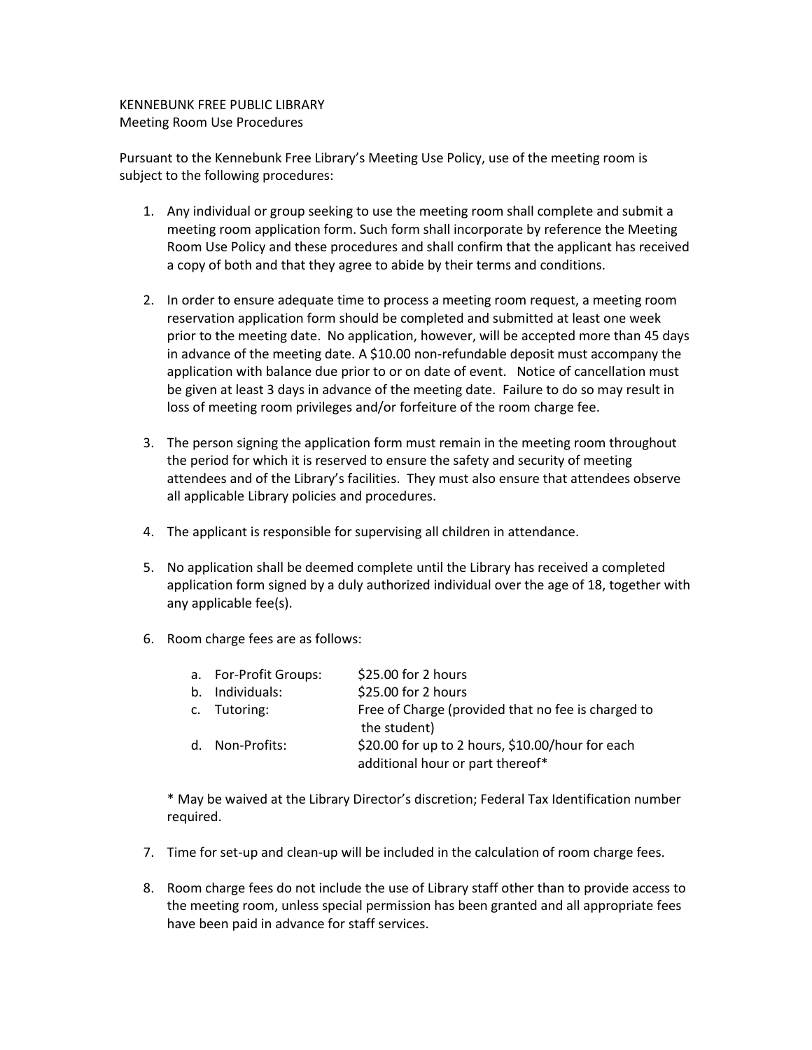KENNEBUNK FREE PUBLIC LIBRARY
Meeting Room Use Procedures

Pursuant to the Kennebunk Free Library's Meeting Use Policy, use of the meeting room is subject to the following procedures:

1. Any individual or group seeking to use the meeting room shall complete and submit a meeting room application form. Such form shall incorporate by reference the Meeting Room Use Policy and these procedures and shall confirm that the applicant has received a copy of both and that they agree to abide by their terms and conditions.

2. In order to ensure adequate time to process a meeting room request, a meeting room reservation application form should be completed and submitted at least one week prior to the meeting date. No application, however, will be accepted more than 45 days in advance of the meeting date. A $10.00 non-refundable deposit must accompany the application with balance due prior to or on date of event. Notice of cancellation must be given at least 3 days in advance of the meeting date. Failure to do so may result in loss of meeting room privileges and/or forfeiture of the room charge fee.

3. The person signing the application form must remain in the meeting room throughout the period for which it is reserved to ensure the safety and security of meeting attendees and of the Library's facilities. They must also ensure that attendees observe all applicable Library policies and procedures.

4. The applicant is responsible for supervising all children in attendance.

5. No application shall be deemed complete until the Library has received a completed application form signed by a duly authorized individual over the age of 18, together with any applicable fee(s).

6. Room charge fees are as follows:

   a. For-Profit Groups: $25.00 for 2 hours
   b. Individuals: $25.00 for 2 hours
   c. Tutoring: Free of Charge (provided that no fee is charged to the student)
   d. Non-Profits: $20.00 for up to 2 hours, $10.00/hour for each additional hour or part thereof*

   * May be waived at the Library Director's discretion; Federal Tax Identification number required.

7. Time for set-up and clean-up will be included in the calculation of room charge fees.

8. Room charge fees do not include the use of Library staff other than to provide access to the meeting room, unless special permission has been granted and all appropriate fees have been paid in advance for staff services.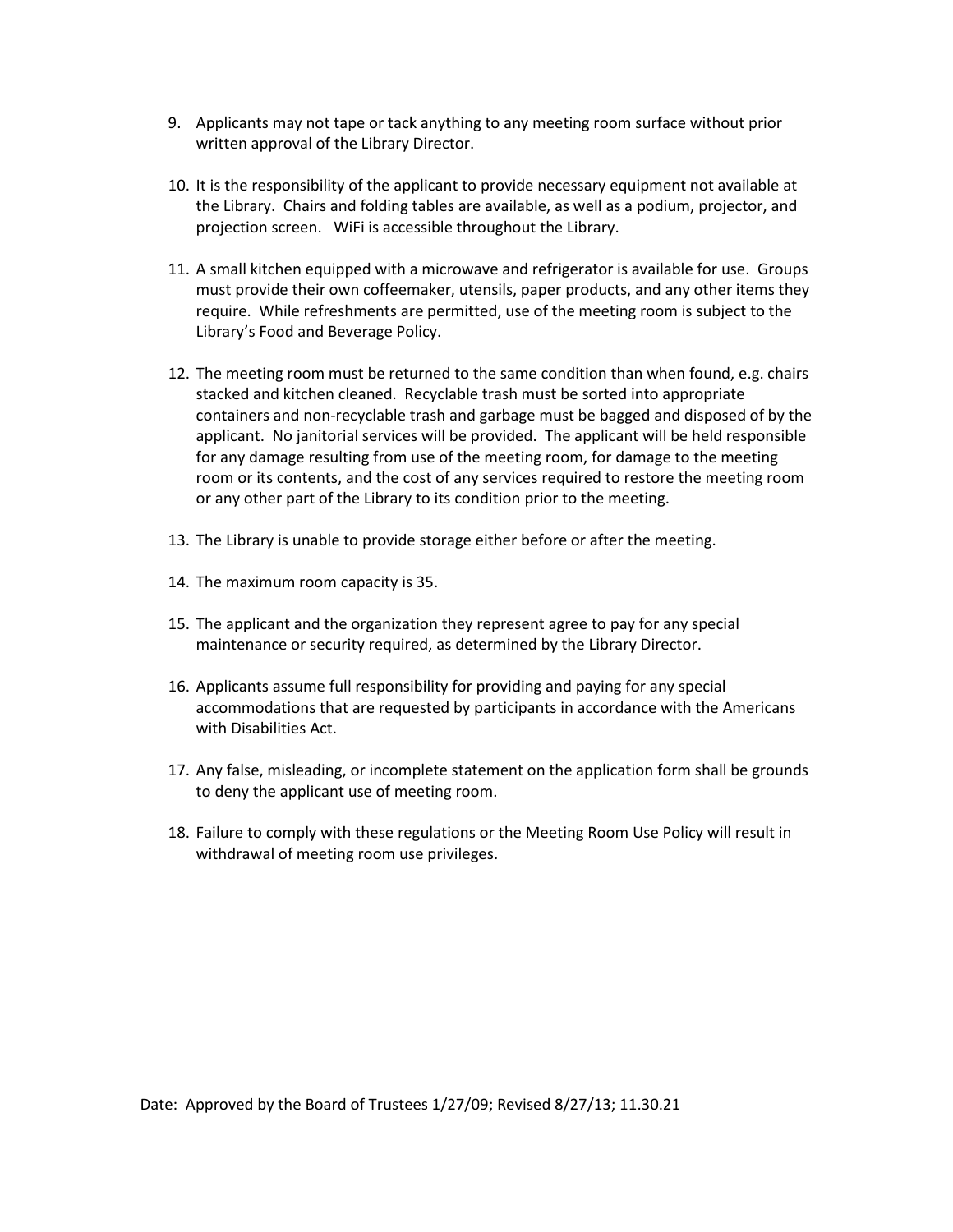9. Applicants may not tape or tack anything to any meeting room surface without prior written approval of the Library Director.

10. It is the responsibility of the applicant to provide necessary equipment not available at the Library. Chairs and folding tables are available, as well as a podium, projector, and projection screen. WiFi is accessible throughout the Library.

11. A small kitchen equipped with a microwave and refrigerator is available for use. Groups must provide their own coffeemaker, utensils, paper products, and any other items they require. While refreshments are permitted, use of the meeting room is subject to the Library's Food and Beverage Policy.

12. The meeting room must be returned to the same condition than when found, e.g. chairs stacked and kitchen cleaned. Recyclable trash must be sorted into appropriate containers and non-recyclable trash and garbage must be bagged and disposed of by the applicant. No janitorial services will be provided. The applicant will be held responsible for any damage resulting from use of the meeting room, for damage to the meeting room or its contents, and the cost of any services required to restore the meeting room or any other part of the Library to its condition prior to the meeting.

13. The Library is unable to provide storage either before or after the meeting.

14. The maximum room capacity is 35.

15. The applicant and the organization they represent agree to pay for any special maintenance or security required, as determined by the Library Director.

16. Applicants assume full responsibility for providing and paying for any special accommodations that are requested by participants in accordance with the Americans with Disabilities Act.

17. Any false, misleading, or incomplete statement on the application form shall be grounds to deny the applicant use of meeting room.

18. Failure to comply with these regulations or the Meeting Room Use Policy will result in withdrawal of meeting room use privileges.

Date: Approved by the Board of Trustees 1/27/09; Revised 8/27/13; 11.30.21